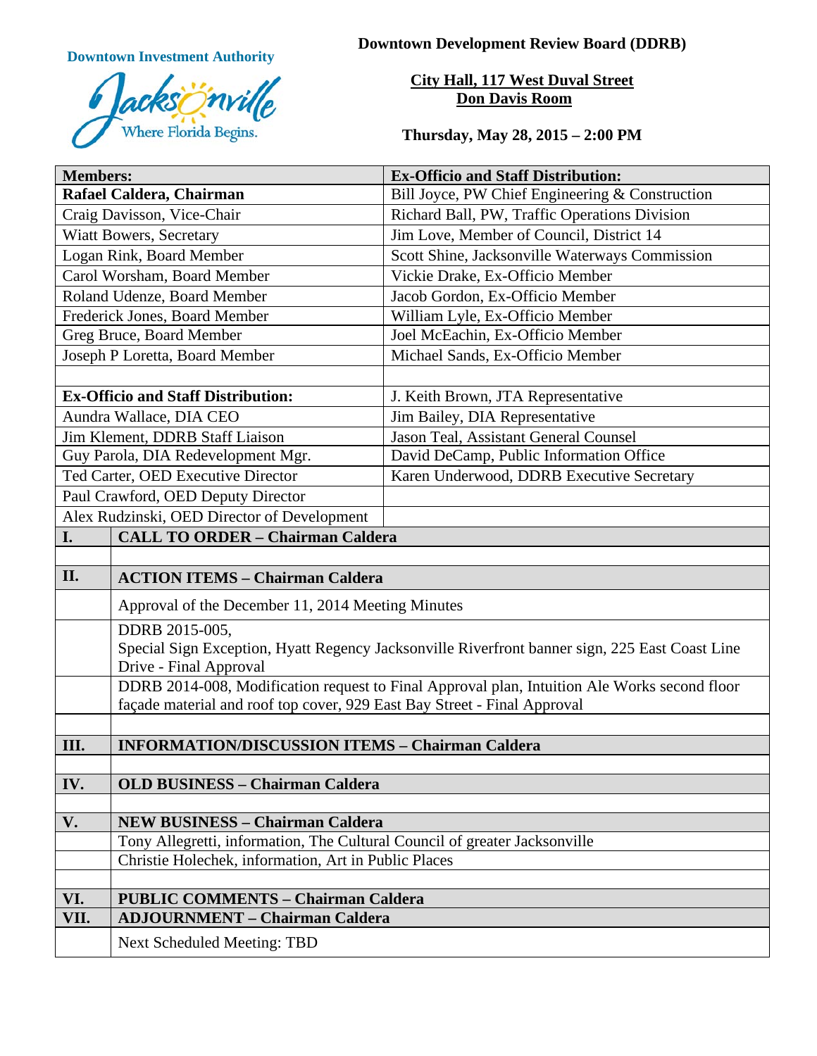**Downtown Investment Authority**

Jacksonville
Where Florida Begins.

# Downtown Development Review Board (DDRB)

**City Hall, 117 West Duval Street**
**Don Davis Room**

**Thursday, May 28, 2015 – 2:00 PM**

| **Members:** | **Ex-Officio and Staff Distribution:** |
|---|---|
| **Rafael Caldera, Chairman** | Bill Joyce, PW Chief Engineering & Construction |
| Craig Davisson, Vice-Chair | Richard Ball, PW, Traffic Operations Division |
| Wiatt Bowers, Secretary | Jim Love, Member of Council, District 14 |
| Logan Rink, Board Member | Scott Shine, Jacksonville Waterways Commission |
| Carol Worsham, Board Member | Vickie Drake, Ex-Officio Member |
| Roland Udenze, Board Member | Jacob Gordon, Ex-Officio Member |
| Frederick Jones, Board Member | William Lyle, Ex-Officio Member |
| Greg Bruce, Board Member | Joel McEachin, Ex-Officio Member |
| Joseph P Loretta, Board Member | Michael Sands, Ex-Officio Member |
| | |
| **Ex-Officio and Staff Distribution:** | J. Keith Brown, JTA Representative |
| Aundra Wallace, DIA CEO | Jim Bailey, DIA Representative |
| Jim Klement, DDRB Staff Liaison | Jason Teal, Assistant General Counsel |
| Guy Parola, DIA Redevelopment Mgr. | David DeCamp, Public Information Office |
| Ted Carter, OED Executive Director | Karen Underwood, DDRB Executive Secretary |
| Paul Crawford, OED Deputy Director | |
| Alex Rudzinski, OED Director of Development | |

| | |
|---|---|
| **I.** | **CALL TO ORDER – Chairman Caldera** |
| | |
| **II.** | **ACTION ITEMS – Chairman Caldera** |
| | Approval of the December 11, 2014 Meeting Minutes |
| | DDRB 2015-005, Special Sign Exception, Hyatt Regency Jacksonville Riverfront banner sign, 225 East Coast Line Drive - Final Approval |
| | DDRB 2014-008, Modification request to Final Approval plan, Intuition Ale Works second floor façade material and roof top cover, 929 East Bay Street - Final Approval |
| | |
| **III.** | **INFORMATION/DISCUSSION ITEMS – Chairman Caldera** |
| | |
| **IV.** | **OLD BUSINESS – Chairman Caldera** |
| | |
| **V.** | **NEW BUSINESS – Chairman Caldera** |
| | Tony Allegretti, information, The Cultural Council of greater Jacksonville |
| | Christie Holechek, information, Art in Public Places |
| | |
| **VI.** | **PUBLIC COMMENTS – Chairman Caldera** |
| **VII.** | **ADJOURNMENT – Chairman Caldera** |
| | Next Scheduled Meeting: TBD |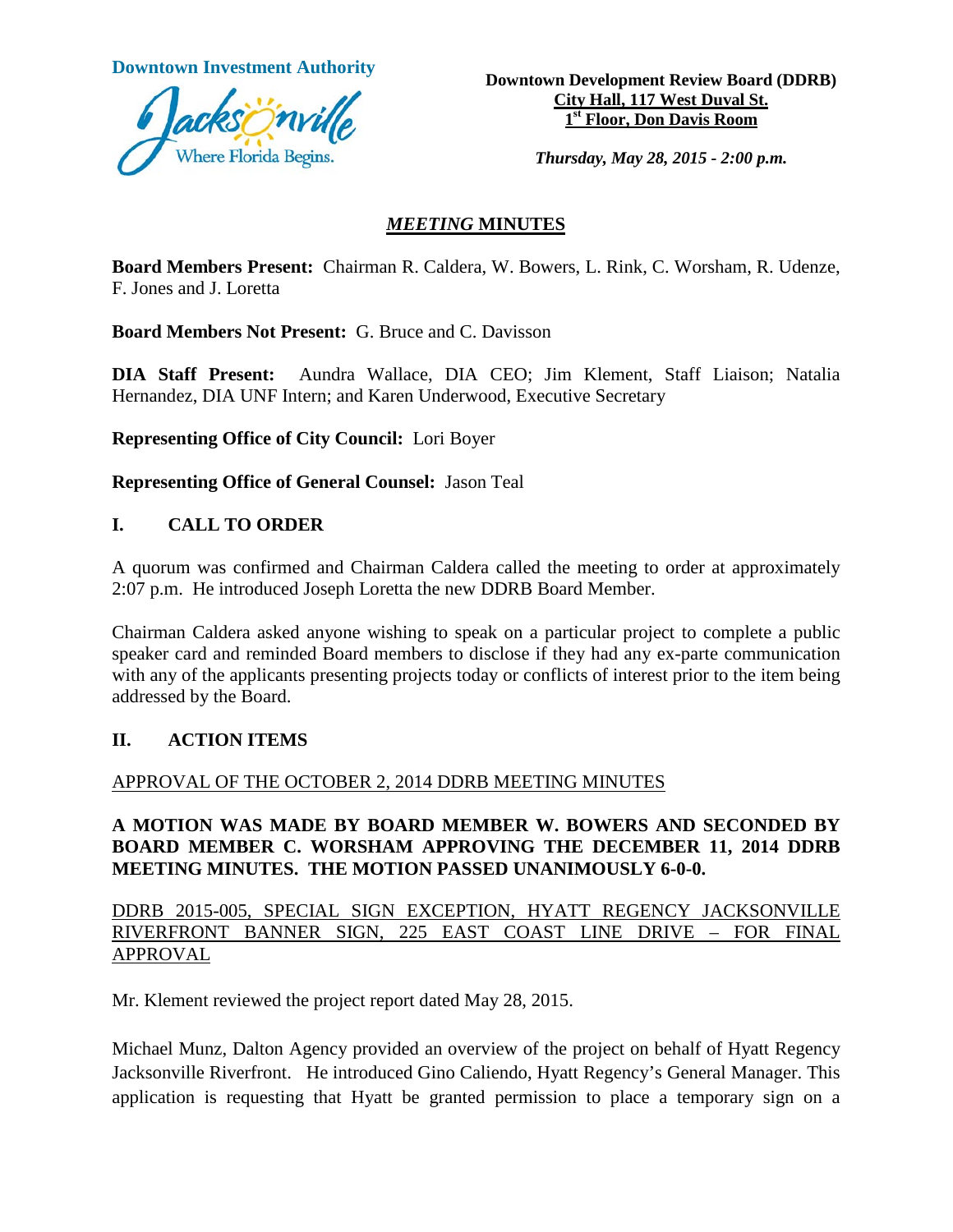**Downtown Investment Authority**

**Downtown Development Review Board (DDRB)**
**City Hall, 117 West Duval St.**
**1st Floor, Don Davis Room**

***Thursday, May 28, 2015 - 2:00 p.m.***

## *MEETING* MINUTES

**Board Members Present:** Chairman R. Caldera, W. Bowers, L. Rink, C. Worsham, R. Udenze, F. Jones and J. Loretta

**Board Members Not Present:** G. Bruce and C. Davisson

**DIA Staff Present:** Aundra Wallace, DIA CEO; Jim Klement, Staff Liaison; Natalia Hernandez, DIA UNF Intern; and Karen Underwood, Executive Secretary

**Representing Office of City Council:** Lori Boyer

**Representing Office of General Counsel:** Jason Teal

## I. CALL TO ORDER

A quorum was confirmed and Chairman Caldera called the meeting to order at approximately 2:07 p.m. He introduced Joseph Loretta the new DDRB Board Member.

Chairman Caldera asked anyone wishing to speak on a particular project to complete a public speaker card and reminded Board members to disclose if they had any ex-parte communication with any of the applicants presenting projects today or conflicts of interest prior to the item being addressed by the Board.

## II. ACTION ITEMS

APPROVAL OF THE OCTOBER 2, 2014 DDRB MEETING MINUTES

**A MOTION WAS MADE BY BOARD MEMBER W. BOWERS AND SECONDED BY BOARD MEMBER C. WORSHAM APPROVING THE DECEMBER 11, 2014 DDRB MEETING MINUTES. THE MOTION PASSED UNANIMOUSLY 6-0-0.**

DDRB 2015-005, SPECIAL SIGN EXCEPTION, HYATT REGENCY JACKSONVILLE RIVERFRONT BANNER SIGN, 225 EAST COAST LINE DRIVE – FOR FINAL APPROVAL

Mr. Klement reviewed the project report dated May 28, 2015.

Michael Munz, Dalton Agency provided an overview of the project on behalf of Hyatt Regency Jacksonville Riverfront. He introduced Gino Caliendo, Hyatt Regency's General Manager. This application is requesting that Hyatt be granted permission to place a temporary sign on a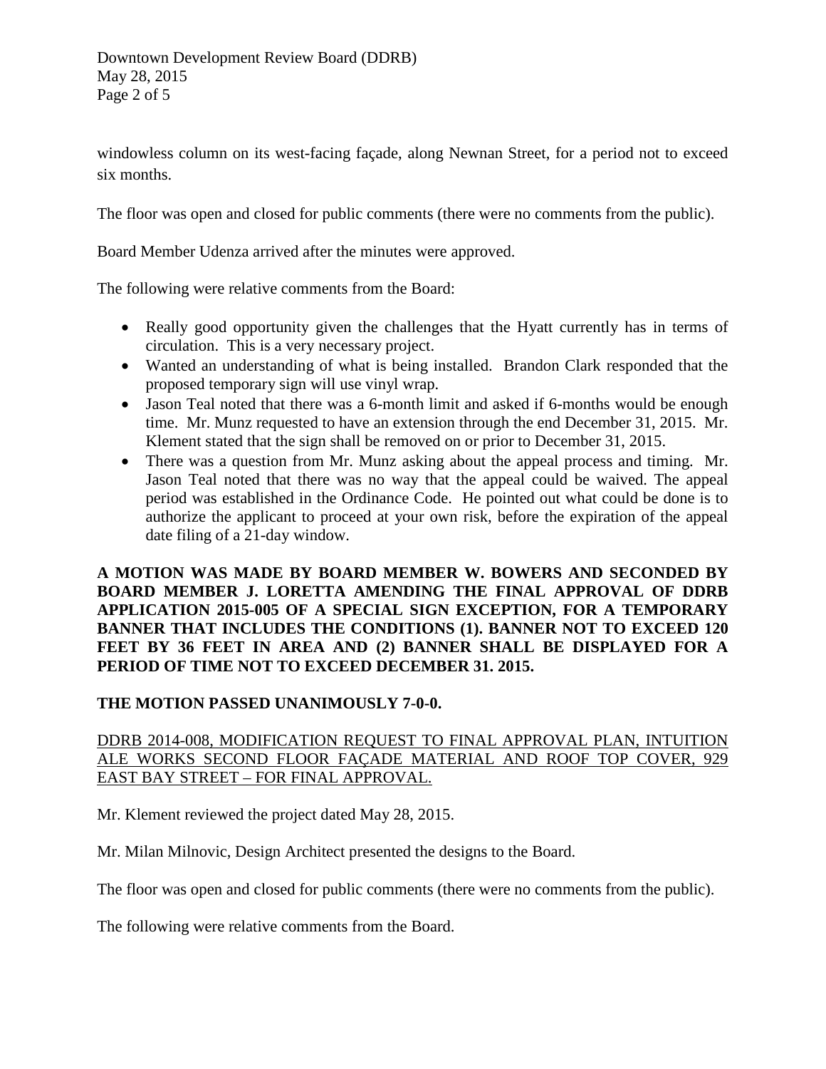windowless column on its west-facing façade, along Newnan Street, for a period not to exceed six months.

The floor was open and closed for public comments (there were no comments from the public).

Board Member Udenza arrived after the minutes were approved.

The following were relative comments from the Board:

- Really good opportunity given the challenges that the Hyatt currently has in terms of circulation. This is a very necessary project.
- Wanted an understanding of what is being installed. Brandon Clark responded that the proposed temporary sign will use vinyl wrap.
- Jason Teal noted that there was a 6-month limit and asked if 6-months would be enough time. Mr. Munz requested to have an extension through the end December 31, 2015. Mr. Klement stated that the sign shall be removed on or prior to December 31, 2015.
- There was a question from Mr. Munz asking about the appeal process and timing. Mr. Jason Teal noted that there was no way that the appeal could be waived. The appeal period was established in the Ordinance Code. He pointed out what could be done is to authorize the applicant to proceed at your own risk, before the expiration of the appeal date filing of a 21-day window.

**A MOTION WAS MADE BY BOARD MEMBER W. BOWERS AND SECONDED BY BOARD MEMBER J. LORETTA AMENDING THE FINAL APPROVAL OF DDRB APPLICATION 2015-005 OF A SPECIAL SIGN EXCEPTION, FOR A TEMPORARY BANNER THAT INCLUDES THE CONDITIONS (1). BANNER NOT TO EXCEED 120 FEET BY 36 FEET IN AREA AND (2) BANNER SHALL BE DISPLAYED FOR A PERIOD OF TIME NOT TO EXCEED DECEMBER 31. 2015.**

**THE MOTION PASSED UNANIMOUSLY 7-0-0.**

<u>DDRB 2014-008, MODIFICATION REQUEST TO FINAL APPROVAL PLAN, INTUITION ALE WORKS SECOND FLOOR FAÇADE MATERIAL AND ROOF TOP COVER, 929 EAST BAY STREET – FOR FINAL APPROVAL.</u>

Mr. Klement reviewed the project dated May 28, 2015.

Mr. Milan Milnovic, Design Architect presented the designs to the Board.

The floor was open and closed for public comments (there were no comments from the public).

The following were relative comments from the Board.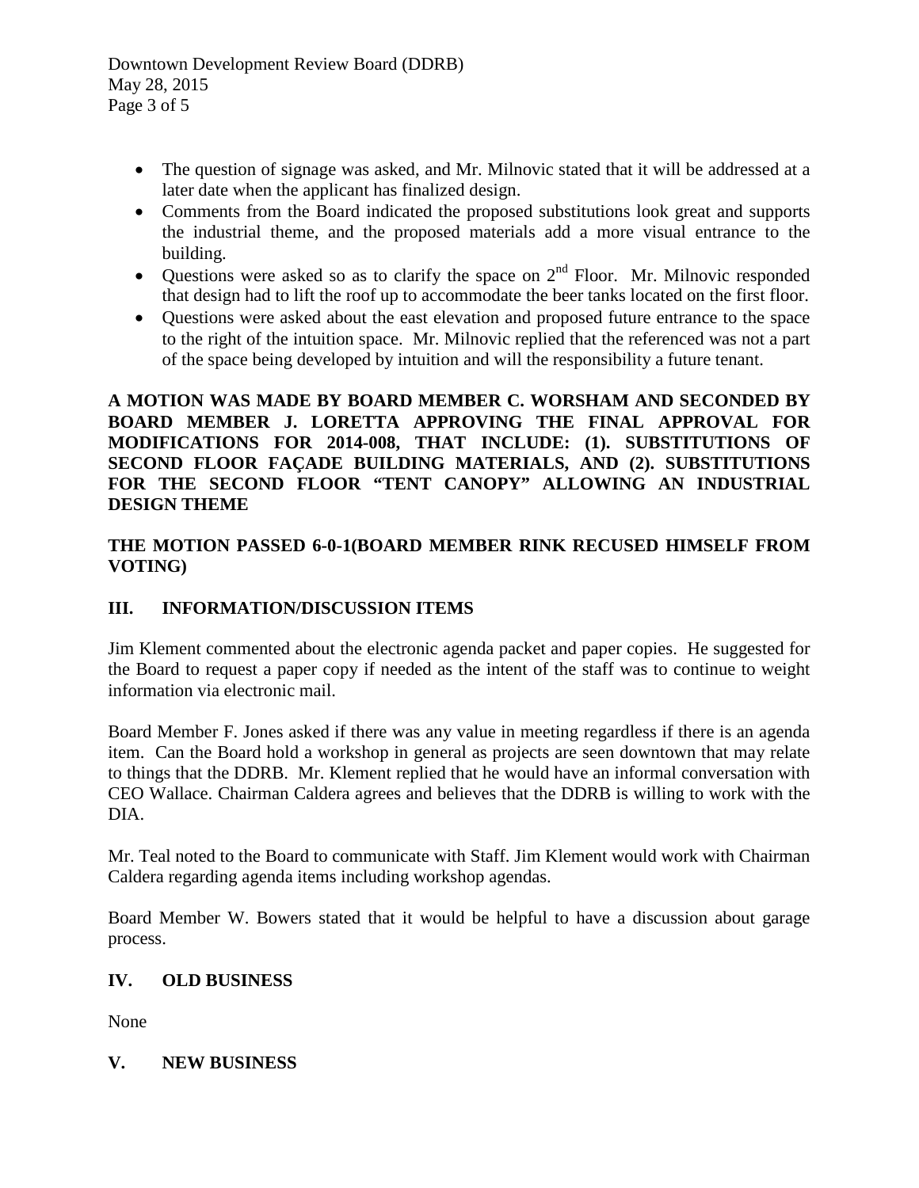- The question of signage was asked, and Mr. Milnovic stated that it will be addressed at a later date when the applicant has finalized design.
- Comments from the Board indicated the proposed substitutions look great and supports the industrial theme, and the proposed materials add a more visual entrance to the building.
- Questions were asked so as to clarify the space on 2nd Floor. Mr. Milnovic responded that design had to lift the roof up to accommodate the beer tanks located on the first floor.
- Questions were asked about the east elevation and proposed future entrance to the space to the right of the intuition space. Mr. Milnovic replied that the referenced was not a part of the space being developed by intuition and will the responsibility a future tenant.

**A MOTION WAS MADE BY BOARD MEMBER C. WORSHAM AND SECONDED BY BOARD MEMBER J. LORETTA APPROVING THE FINAL APPROVAL FOR MODIFICATIONS FOR 2014-008, THAT INCLUDE: (1). SUBSTITUTIONS OF SECOND FLOOR FAÇADE BUILDING MATERIALS, AND (2). SUBSTITUTIONS FOR THE SECOND FLOOR "TENT CANOPY" ALLOWING AN INDUSTRIAL DESIGN THEME**

**THE MOTION PASSED 6-0-1(BOARD MEMBER RINK RECUSED HIMSELF FROM VOTING)**

## III. INFORMATION/DISCUSSION ITEMS

Jim Klement commented about the electronic agenda packet and paper copies. He suggested for the Board to request a paper copy if needed as the intent of the staff was to continue to weight information via electronic mail.

Board Member F. Jones asked if there was any value in meeting regardless if there is an agenda item. Can the Board hold a workshop in general as projects are seen downtown that may relate to things that the DDRB. Mr. Klement replied that he would have an informal conversation with CEO Wallace. Chairman Caldera agrees and believes that the DDRB is willing to work with the DIA.

Mr. Teal noted to the Board to communicate with Staff. Jim Klement would work with Chairman Caldera regarding agenda items including workshop agendas.

Board Member W. Bowers stated that it would be helpful to have a discussion about garage process.

## IV. OLD BUSINESS

None

## V. NEW BUSINESS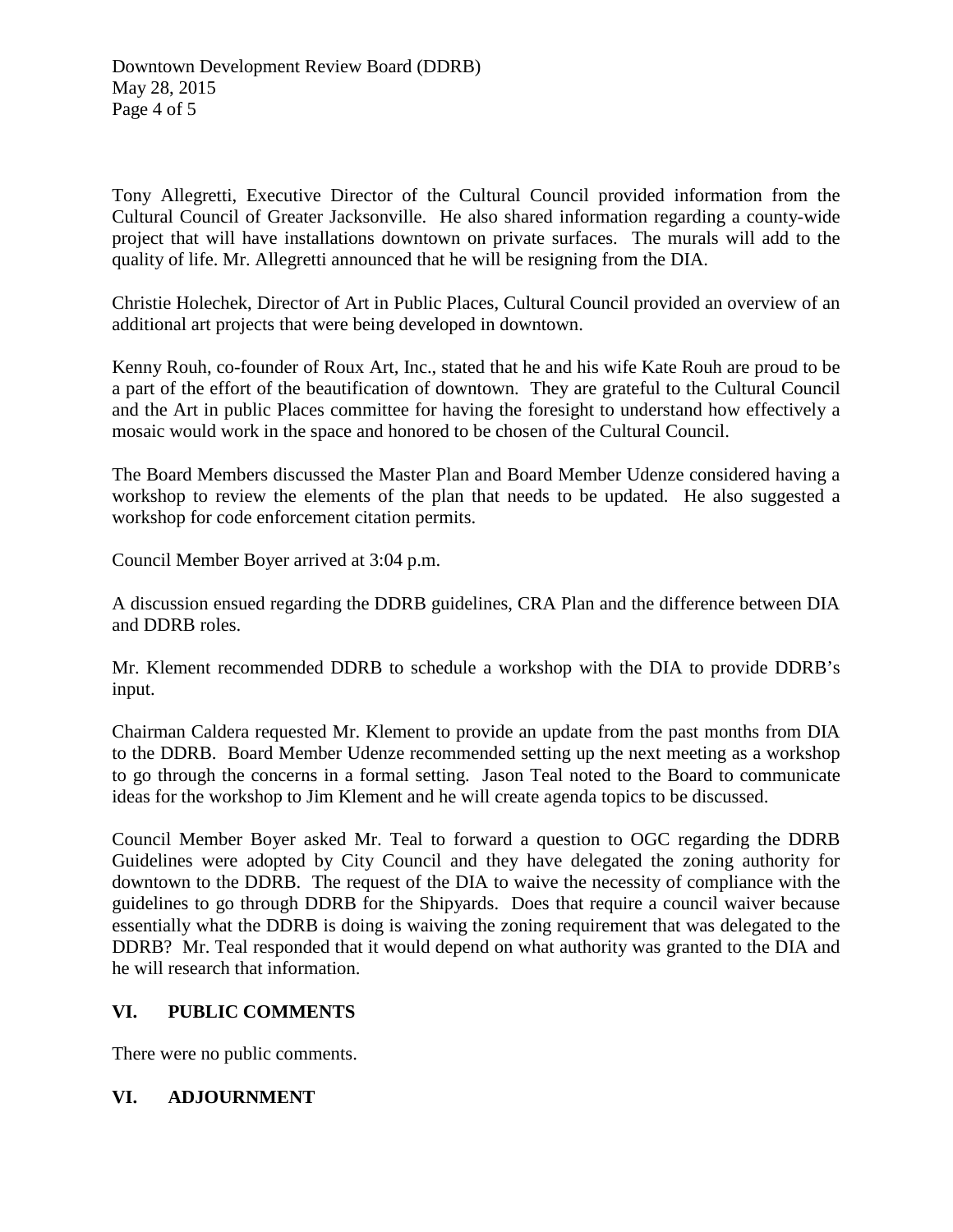Tony Allegretti, Executive Director of the Cultural Council provided information from the Cultural Council of Greater Jacksonville. He also shared information regarding a county-wide project that will have installations downtown on private surfaces. The murals will add to the quality of life. Mr. Allegretti announced that he will be resigning from the DIA.

Christie Holechek, Director of Art in Public Places, Cultural Council provided an overview of an additional art projects that were being developed in downtown.

Kenny Rouh, co-founder of Roux Art, Inc., stated that he and his wife Kate Rouh are proud to be a part of the effort of the beautification of downtown. They are grateful to the Cultural Council and the Art in public Places committee for having the foresight to understand how effectively a mosaic would work in the space and honored to be chosen of the Cultural Council.

The Board Members discussed the Master Plan and Board Member Udenze considered having a workshop to review the elements of the plan that needs to be updated. He also suggested a workshop for code enforcement citation permits.

Council Member Boyer arrived at 3:04 p.m.

A discussion ensued regarding the DDRB guidelines, CRA Plan and the difference between DIA and DDRB roles.

Mr. Klement recommended DDRB to schedule a workshop with the DIA to provide DDRB's input.

Chairman Caldera requested Mr. Klement to provide an update from the past months from DIA to the DDRB. Board Member Udenze recommended setting up the next meeting as a workshop to go through the concerns in a formal setting. Jason Teal noted to the Board to communicate ideas for the workshop to Jim Klement and he will create agenda topics to be discussed.

Council Member Boyer asked Mr. Teal to forward a question to OGC regarding the DDRB Guidelines were adopted by City Council and they have delegated the zoning authority for downtown to the DDRB. The request of the DIA to waive the necessity of compliance with the guidelines to go through DDRB for the Shipyards. Does that require a council waiver because essentially what the DDRB is doing is waiving the zoning requirement that was delegated to the DDRB? Mr. Teal responded that it would depend on what authority was granted to the DIA and he will research that information.

## VI. PUBLIC COMMENTS

There were no public comments.

## VI. ADJOURNMENT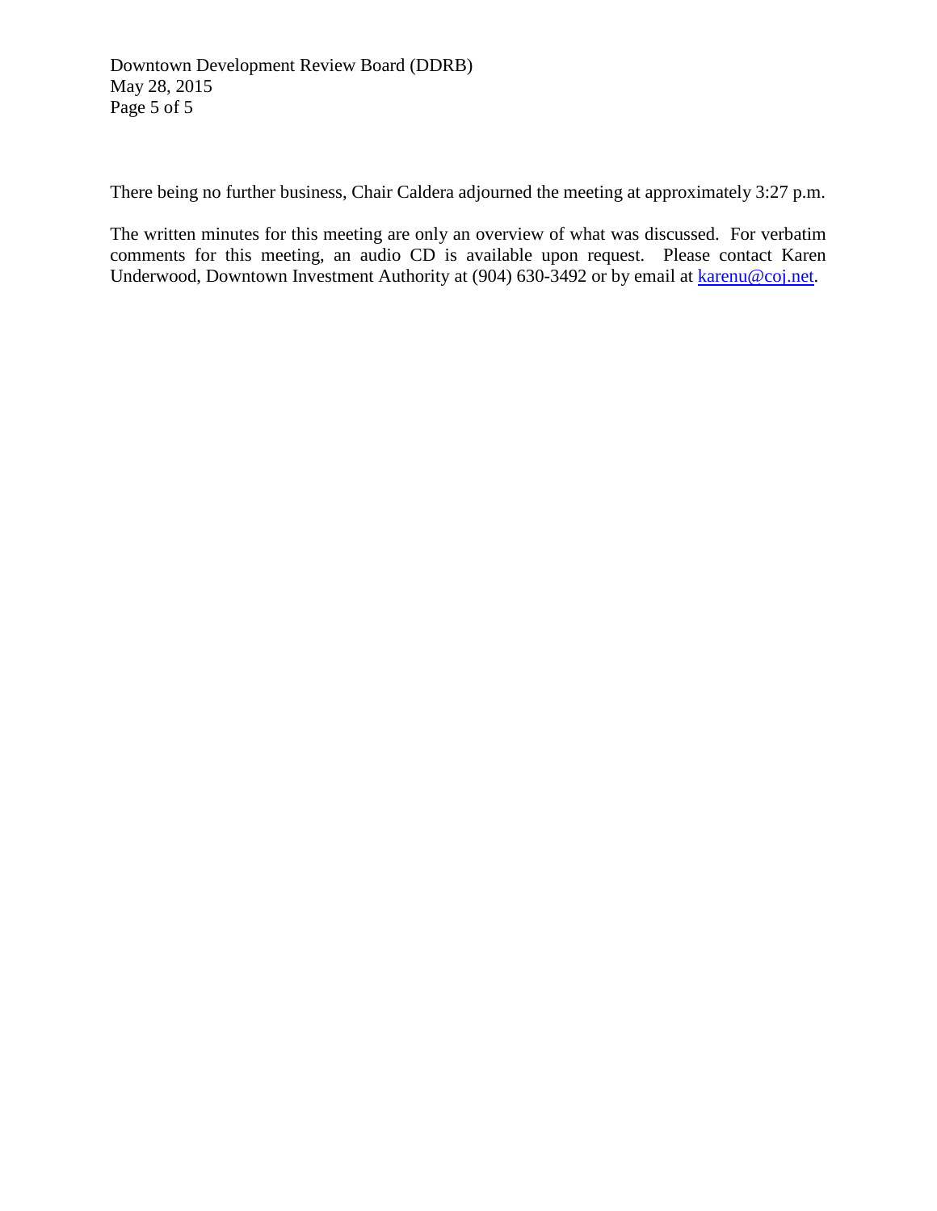There being no further business, Chair Caldera adjourned the meeting at approximately 3:27 p.m.

The written minutes for this meeting are only an overview of what was discussed. For verbatim comments for this meeting, an audio CD is available upon request. Please contact Karen Underwood, Downtown Investment Authority at (904) 630-3492 or by email at karenu@coj.net.